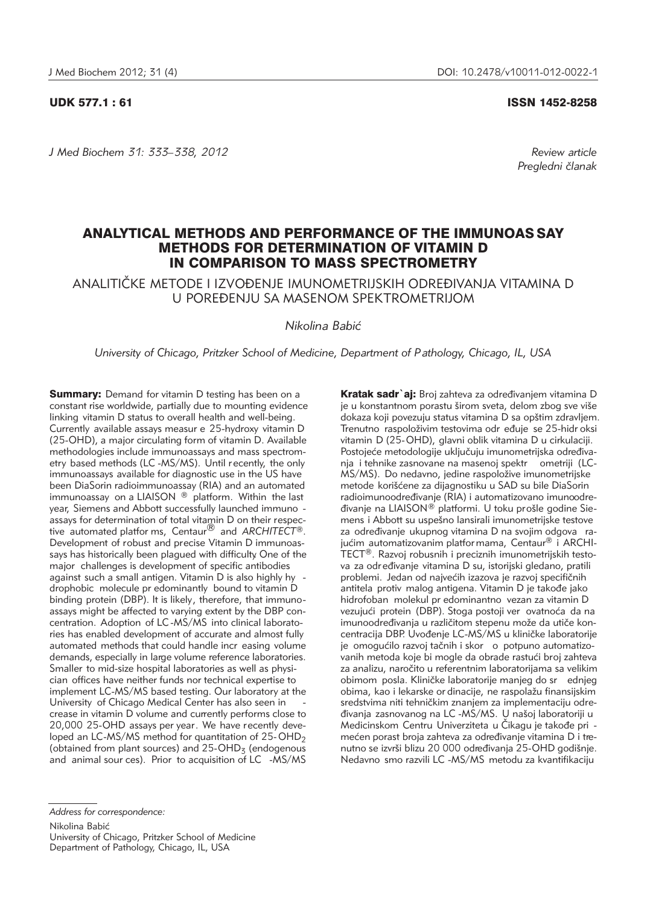UDK 577.1 : 61

ISSN 1452-8258

*Review article*
*Pregledni članak*

# ANALYTICAL METHODS AND PERFORMANCE OF THE IMMUNOASSAY METHODS FOR DETERMINATION OF VITAMIN D IN COMPARISON TO MASS SPECTROMETRY

## ANALITIČKE METODE I IZVOĐENJE IMUNOMETRIJSKIH ODREĐIVANJA VITAMINA D U POREĐENJU SA MASENOM SPEKTROMETRIJOM

*Nikolina Babić*

*University of Chicago, Pritzker School of Medicine, Department of Pathology, Chicago, IL, USA*

**Summary:** Demand for vitamin D testing has been on a constant rise worldwide, partially due to mounting evidence linking vitamin D status to overall health and well-being. Currently available assays measure 25-hydroxy vitamin D (25-OHD), a major circulating form of vitamin D. Available methodologies include immunoassays and mass spectrometry based methods (LC-MS/MS). Until recently, the only immunoassays available for diagnostic use in the US have been DiaSorin radioimmunoassay (RIA) and an automated immunoassay on a LIAISON ® platform. Within the last year, Siemens and Abbott successfully launched immunoassays for determination of total vitamin D on their respective automated platforms, Centaur® and *ARCHITECT*®. Development of robust and precise Vitamin D immunoassays has historically been plagued with difficulty One of the major challenges is development of specific antibodies against such a small antigen. Vitamin D is also highly hydrophobic molecule predominantly bound to vitamin D binding protein (DBP). It is likely, therefore, that immunoassays might be affected to varying extent by the DBP concentration. Adoption of LC-MS/MS into clinical laboratories has enabled development of accurate and almost fully automated methods that could handle increasing volume demands, especially in large volume reference laboratories. Smaller to mid-size hospital laboratories as well as physician offices have neither funds nor technical expertise to implement LC-MS/MS based testing. Our laboratory at the University of Chicago Medical Center has also seen increase in vitamin D volume and currently performs close to 20,000 25-OHD assays per year. We have recently developed an LC-MS/MS method for quantitation of 25-$OHD_2$ (obtained from plant sources) and 25-$OHD_3$ (endogenous and animal sources). Prior to acquisition of LC-MS/MS

**Kratak sadržaj:** Broj zahteva za određivanjem vitamina D je u konstantnom porastu širom sveta, delom zbog sve više dokaza koji povezuju status vitamina D sa opštim zdravljem. Trenutno raspoloživim testovima određuje se 25-hidroksi vitamin D (25-OHD), glavni oblik vitamina D u cirkulaciji. Postojeće metodologije uključuju imunometrijska određivanja i tehnike zasnovane na masenoj spektrometriji (LC-MS/MS). Do nedavno, jedine raspoložive imunometrijske metode korišćene za dijagnostiku u SAD su bile DiaSorin radioimunoodređivanje (RIA) i automatizovano imunoodređivanje na LIAISON® platformi. U toku prošle godine Siemens i Abbott su uspešno lansirali imunometrijske testove za određivanje ukupnog vitamina D na svojim odgovarajućim automatizovanim platformama, Centaur® i ARCHITECT®. Razvoj robusnih i preciznih imunometrijskih testova za određivanje vitamina D su, istorijski gledano, pratili problemi. Jedan od najvećih izazova je razvoj specifičnih antitela protiv malog antigena. Vitamin D je takođe jako hidrofoban molekul predominantno vezan za vitamin D vezujući protein (DBP). Stoga postoji verovatnoća da na imunoodređivanja u različitom stepenu može da utiče koncentracija DBP. Uvođenje LC-MS/MS u kliničke laboratorije je omogućilo razvoj tačnih i skoro potpuno automatizovanih metoda koje bi mogle da obrade rastući broj zahteva za analizu, naročito u referentnim laboratorijama sa velikim obimom posla. Kliničke laboratorije manjeg do srednjeg obima, kao i lekarske ordinacije, ne raspolažu finansijskim sredstvima niti tehničkim znanjem za implementaciju određivanja zasnovanog na LC-MS/MS. U našoj laboratoriji u Medicinskom Centru Univerziteta u Čikagu je takođe primećen porast broja zahteva za određivanje vitamina D i trenutno se izvrši blizu 20 000 određivanja 25-OHD godišnje. Nedavno smo razvili LC-MS/MS metodu za kvantifikaciju

*Address for correspondence:*

Nikolina Babić
University of Chicago, Pritzker School of Medicine
Department of Pathology, Chicago, IL, USA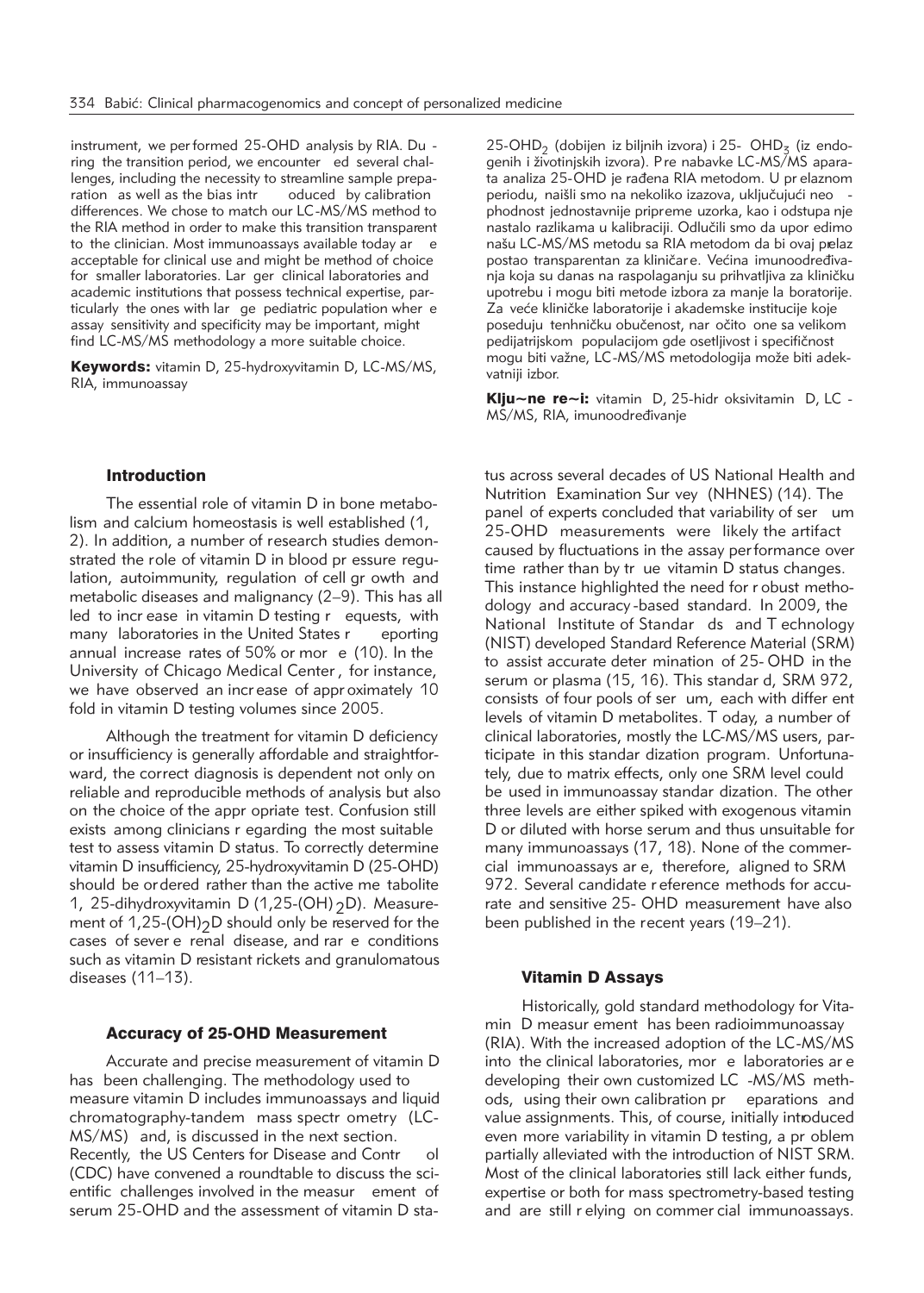instrument, we performed 25-OHD analysis by RIA. During the transition period, we encountered several challenges, including the necessity to streamline sample preparation as well as the bias introduced by calibration differences. We chose to match our LC-MS/MS method to the RIA method in order to make this transition transparent to the clinician. Most immunoassays available today are acceptable for clinical use and might be method of choice for smaller laboratories. Larger clinical laboratories and academic institutions that possess technical expertise, particularly the ones with large pediatric population where assay sensitivity and specificity may be more important, might find LC-MS/MS methodology a more suitable choice.

**Keywords:** vitamin D, 25-hydroxyvitamin D, LC-MS/MS, RIA, immunoassay

25-OHD$_2$ (dobijen iz biljnih izvora) i 25- OHD$_3$ (iz endogenih i životinjskih izvora). Pre nabavke LC-MS/MS aparata analiza 25-OHD je rađena RIA metodom. U prelaznom periodu, naišli smo na nekoliko izazova, uključujući neophodnost jednostavnije pripreme uzorka, kao i odstupanje nastalo razlikama u kalibraciji. Odlučili smo da uporedimo našu LC-MS/MS metodu sa RIA metodom da bi ovaj prelaz postao transparentan za kliničare. Većina imunoodređivanja koja su danas na raspolaganju su prihvatljiva za kliničku upotrebu i mogu biti metode izbora za manje laboratorije. Za veće kliničke laboratorije i akademske institucije koje poseduju tenhničku obučenost, naročito one sa velikom pedijatrijskom populacijom gde osetljivost i specifičnost mogu biti važne, LC-MS/MS metodologija može biti adekvatniji izbor.

**Ključne reči:** vitamin D, 25-hidroksivitamin D, LC-MS/MS, RIA, imunoodređivanje

## Introduction

The essential role of vitamin D in bone metabolism and calcium homeostasis is well established (1, 2). In addition, a number of research studies demonstrated the role of vitamin D in blood pressure regulation, autoimmunity, regulation of cell growth and metabolic diseases and malignancy (2–9). This has all led to increase in vitamin D testing requests, with many laboratories in the United States reporting annual increase rates of 50% or more (10). In the University of Chicago Medical Center, for instance, we have observed an increase of approximately 10 fold in vitamin D testing volumes since 2005.

Although the treatment for vitamin D deficiency or insufficiency is generally affordable and straightforward, the correct diagnosis is dependent not only on reliable and reproducible methods of analysis but also on the choice of the appropriate test. Confusion still exists among clinicians regarding the most suitable test to assess vitamin D status. To correctly determine vitamin D insufficiency, 25-hydroxyvitamin D (25-OHD) should be ordered rather than the active metabolite 1, 25-dihydroxyvitamin D (1,25-(OH)$_2$D). Measurement of 1,25-(OH)$_2$D should only be reserved for the cases of severe renal disease, and rare conditions such as vitamin D resistant rickets and granulomatous diseases (11–13).

## Accuracy of 25-OHD Measurement

Accurate and precise measurement of vitamin D has been challenging. The methodology used to measure vitamin D includes immunoassays and liquid chromatography-tandem mass spectrometry (LC-MS/MS) and, is discussed in the next section. Recently, the US Centers for Disease and Control (CDC) have convened a roundtable to discuss the scientific challenges involved in the measurement of serum 25-OHD and the assessment of vitamin D status across several decades of US National Health and Nutrition Examination Survey (NHNES) (14). The panel of experts concluded that variability of serum 25-OHD measurements were likely the artifact caused by fluctuations in the assay performance over time rather than by true vitamin D status changes. This instance highlighted the need for robust methodology and accuracy-based standard. In 2009, the National Institute of Standards and Technology (NIST) developed Standard Reference Material (SRM) to assist accurate determination of 25-OHD in the serum or plasma (15, 16). This standard, SRM 972, consists of four pools of serum, each with different levels of vitamin D metabolites. Today, a number of clinical laboratories, mostly the LC-MS/MS users, participate in this standardization program. Unfortunately, due to matrix effects, only one SRM level could be used in immunoassay standardization. The other three levels are either spiked with exogenous vitamin D or diluted with horse serum and thus unsuitable for many immunoassays (17, 18). None of the commercial immunoassays are, therefore, aligned to SRM 972. Several candidate reference methods for accurate and sensitive 25-OHD measurement have also been published in the recent years (19–21).

## Vitamin D Assays

Historically, gold standard methodology for Vitamin D measurement has been radioimmunoassay (RIA). With the increased adoption of the LC-MS/MS into the clinical laboratories, more laboratories are developing their own customized LC-MS/MS methods, using their own calibration preparations and value assignments. This, of course, initially introduced even more variability in vitamin D testing, a problem partially alleviated with the introduction of NIST SRM. Most of the clinical laboratories still lack either funds, expertise or both for mass spectrometry-based testing and are still relying on commercial immunoassays.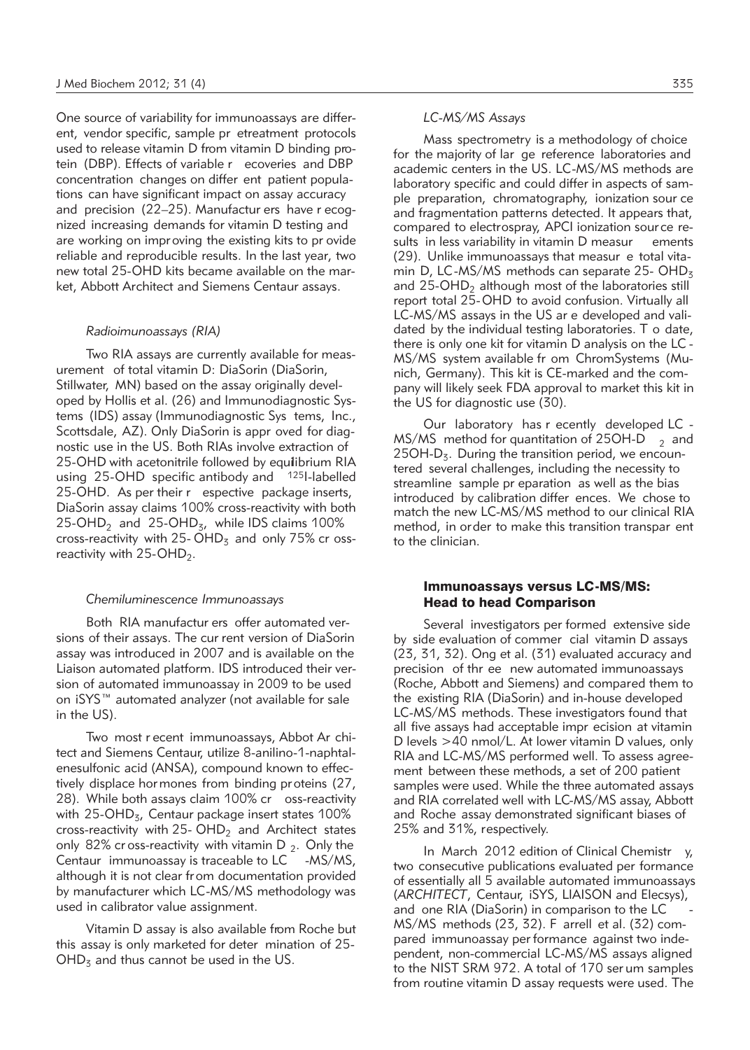One source of variability for immunoassays are different, vendor specific, sample pretreatment protocols used to release vitamin D from vitamin D binding protein (DBP). Effects of variable recoveries and DBP concentration changes on different patient populations can have significant impact on assay accuracy and precision (22–25). Manufacturers have recognized increasing demands for vitamin D testing and are working on improving the existing kits to provide reliable and reproducible results. In the last year, two new total 25-OHD kits became available on the market, Abbott Architect and Siemens Centaur assays.

### *Radioimunoassays (RIA)*

Two RIA assays are currently available for measurement of total vitamin D: DiaSorin (DiaSorin, Stillwater, MN) based on the assay originally developed by Hollis et al. (26) and Immunodiagnostic Systems (IDS) assay (Immunodiagnostic Sys tems, Inc., Scottsdale, AZ). Only DiaSorin is approved for diagnostic use in the US. Both RIAs involve extraction of 25-OHD with acetonitrile followed by equilibrium RIA using 25-OHD specific antibody and $^{125}$I-labelled 25-OHD. As per their respective package inserts, DiaSorin assay claims 100% cross-reactivity with both 25-$OHD_2$ and 25-$OHD_3$, while IDS claims 100% cross-reactivity with 25-$OHD_3$ and only 75% cross-reactivity with 25-$OHD_2$.

### *Chemiluminescence Immunoassays*

Both RIA manufacturers offer automated versions of their assays. The current version of DiaSorin assay was introduced in 2007 and is available on the Liaison automated platform. IDS introduced their version of automated immunoassay in 2009 to be used on iSYS™ automated analyzer (not available for sale in the US).

Two most recent immunoassays, Abbot Architect and Siemens Centaur, utilize 8-anilino-1-naphtalenesulfonic acid (ANSA), compound known to effectively displace hormones from binding proteins (27, 28). While both assays claim 100% cross-reactivity with 25-$OHD_3$, Centaur package insert states 100% cross-reactivity with 25-$OHD_2$ and Architect states only 82% cross-reactivity with vitamin $D_2$. Only the Centaur immunoassay is traceable to LC-MS/MS, although it is not clear from documentation provided by manufacturer which LC-MS/MS methodology was used in calibrator value assignment.

Vitamin D assay is also available from Roche but this assay is only marketed for determination of 25-$OHD_3$ and thus cannot be used in the US.

### *LC-MS/MS Assays*

Mass spectrometry is a methodology of choice for the majority of large reference laboratories and academic centers in the US. LC-MS/MS methods are laboratory specific and could differ in aspects of sample preparation, chromatography, ionization source and fragmentation patterns detected. It appears that, compared to electrospray, APCI ionization source results in less variability in vitamin D measurements (29). Unlike immunoassays that measure total vitamin D, LC-MS/MS methods can separate 25-$OHD_3$ and 25-$OHD_2$ although most of the laboratories still report total 25-OHD to avoid confusion. Virtually all LC-MS/MS assays in the US are developed and validated by the individual testing laboratories. To date, there is only one kit for vitamin D analysis on the LC-MS/MS system available from ChromSystems (Munich, Germany). This kit is CE-marked and the company will likely seek FDA approval to market this kit in the US for diagnostic use (30).

Our laboratory has recently developed LC-MS/MS method for quantitation of 25OH-$D_2$ and 25OH-$D_3$. During the transition period, we encountered several challenges, including the necessity to streamline sample preparation as well as the bias introduced by calibration differences. We chose to match the new LC-MS/MS method to our clinical RIA method, in order to make this transition transparent to the clinician.

## Immunoassays versus LC-MS/MS: Head to head Comparison

Several investigators performed extensive side by side evaluation of commercial vitamin D assays (23, 31, 32). Ong et al. (31) evaluated accuracy and precision of three new automated immunoassays (Roche, Abbott and Siemens) and compared them to the existing RIA (DiaSorin) and in-house developed LC-MS/MS methods. These investigators found that all five assays had acceptable imprecision at vitamin D levels >40 nmol/L. At lower vitamin D values, only RIA and LC-MS/MS performed well. To assess agreement between these methods, a set of 200 patient samples were used. While the three automated assays and RIA correlated well with LC-MS/MS assay, Abbott and Roche assay demonstrated significant biases of 25% and 31%, respectively.

In March 2012 edition of Clinical Chemistry, two consecutive publications evaluated performance of essentially all 5 available automated immunoassays (*ARCHITECT*, Centaur, iSYS, LIAISON and Elecsys), and one RIA (DiaSorin) in comparison to the LC-MS/MS methods (23, 32). Farrell et al. (32) compared immunoassay performance against two independent, non-commercial LC-MS/MS assays aligned to the NIST SRM 972. A total of 170 serum samples from routine vitamin D assay requests were used. The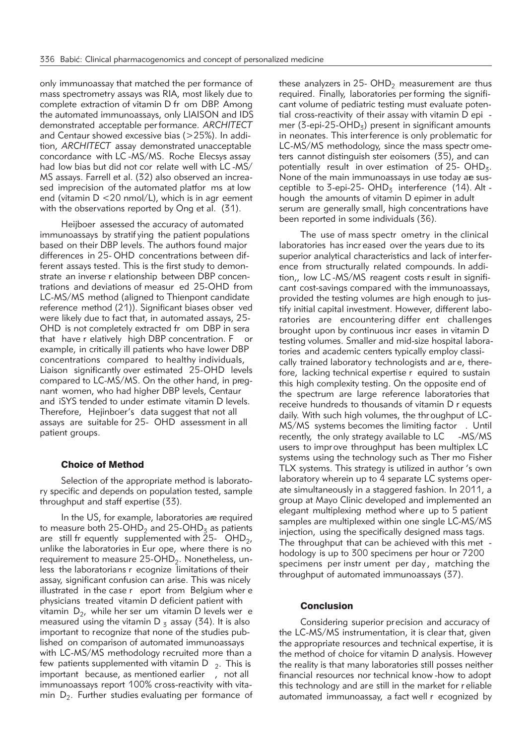only immunoassay that matched the performance of mass spectrometry assays was RIA, most likely due to complete extraction of vitamin D from DBP. Among the automated immunoassays, only LIAISON and IDS demonstrated acceptable performance. *ARCHITECT* and Centaur showed excessive bias (>25%). In addition, *ARCHITECT* assay demonstrated unacceptable concordance with LC-MS/MS. Roche Elecsys assay had low bias but did not correlate well with LC-MS/MS assays. Farrell et al. (32) also observed an increased imprecision of the automated platforms at low end (vitamin D <20 nmol/L), which is in agreement with the observations reported by Ong et al. (31).

Heijboer assessed the accuracy of automated immunoassays by stratifying the patient populations based on their DBP levels. The authors found major differences in 25-OHD concentrations between different assays tested. This is the first study to demonstrate an inverse relationship between DBP concentrations and deviations of measured 25-OHD from LC-MS/MS method (aligned to Thienpont candidate reference method (21)). Significant biases observed were likely due to fact that, in automated assays, 25-OHD is not completely extracted from DBP in sera that have relatively high DBP concentration. For example, in critically ill patients who have lower DBP concentrations compared to healthy individuals, Liaison significantly overestimated 25-OHD levels compared to LC-MS/MS. On the other hand, in pregnant women, who had higher DBP levels, Centaur and iSYS tended to underestimate vitamin D levels. Therefore, Hejinboer's data suggest that not all assays are suitable for 25-OHD assessment in all patient groups.

## Choice of Method

Selection of the appropriate method is laboratory specific and depends on population tested, sample throughput and staff expertise (33).

In the US, for example, laboratories are required to measure both 25-$OHD_2$ and 25-$OHD_3$ as patients are still frequently supplemented with 25-$OHD_2$, unlike the laboratories in Europe, where there is no requirement to measure 25-$OHD_2$. Nonetheless, unless the laboratorians recognize limitations of their assay, significant confusion can arise. This was nicely illustrated in the case report from Belgium where physicians treated vitamin D deficient patient with vitamin $D_2$, while her serum vitamin D levels were measured using the vitamin $D_3$ assay (34). It is also important to recognize that none of the studies published on comparison of automated immunoassays with LC-MS/MS methodology recruited more than a few patients supplemented with vitamin $D_2$. This is important because, as mentioned earlier, not all immunoassays report 100% cross-reactivity with vitamin $D_2$. Further studies evaluating performance of these analyzers in 25-$OHD_2$ measurement are thus required. Finally, laboratories performing the significant volume of pediatric testing must evaluate potential cross-reactivity of their assay with vitamin D epimer (3-epi-25-$OHD_3$) present in significant amounts in neonates. This interference is only problematic for LC-MS/MS methodology, since the mass spectrometers cannot distinguish stereoisomers (35), and can potentially result in overestimation of 25-$OHD_3$. None of the main immunoassays in use today are susceptible to 3-epi-25-$OHD_3$ interference (14). Although the amounts of vitamin D epimer in adult serum are generally small, high concentrations have been reported in some individuals (36).

The use of mass spectrometry in the clinical laboratories has increased over the years due to its superior analytical characteristics and lack of interference from structurally related compounds. In addition,, low LC-MS/MS reagent costs result in significant cost-savings compared with the immunoassays, provided the testing volumes are high enough to justify initial capital investment. However, different laboratories are encountering different challenges brought upon by continuous increases in vitamin D testing volumes. Smaller and mid-size hospital laboratories and academic centers typically employ classically trained laboratory technologists and are, therefore, lacking technical expertise required to sustain this high complexity testing. On the opposite end of the spectrum are large reference laboratories that receive hundreds to thousands of vitamin D requests daily. With such high volumes, the throughput of LC-MS/MS systems becomes the limiting factor. Until recently, the only strategy available to LC-MS/MS users to improve throughput has been multiplex LC systems using the technology such as Thermo Fisher TLX systems. This strategy is utilized in author's own laboratory wherein up to 4 separate LC systems operate simultaneously in a staggered fashion. In 2011, a group at Mayo Clinic developed and implemented an elegant multiplexing method where up to 5 patient samples are multiplexed within one single LC-MS/MS injection, using the specifically designed mass tags. The throughput that can be achieved with this methodology is up to 300 specimens per hour or 7200 specimens per instrument per day, matching the throughput of automated immunoassays (37).

## Conclusion

Considering superior precision and accuracy of the LC-MS/MS instrumentation, it is clear that, given the appropriate resources and technical expertise, it is the method of choice for vitamin D analysis. However, the reality is that many laboratories still posses neither financial resources nor technical know-how to adopt this technology and are still in the market for reliable automated immunoassay, a fact well recognized by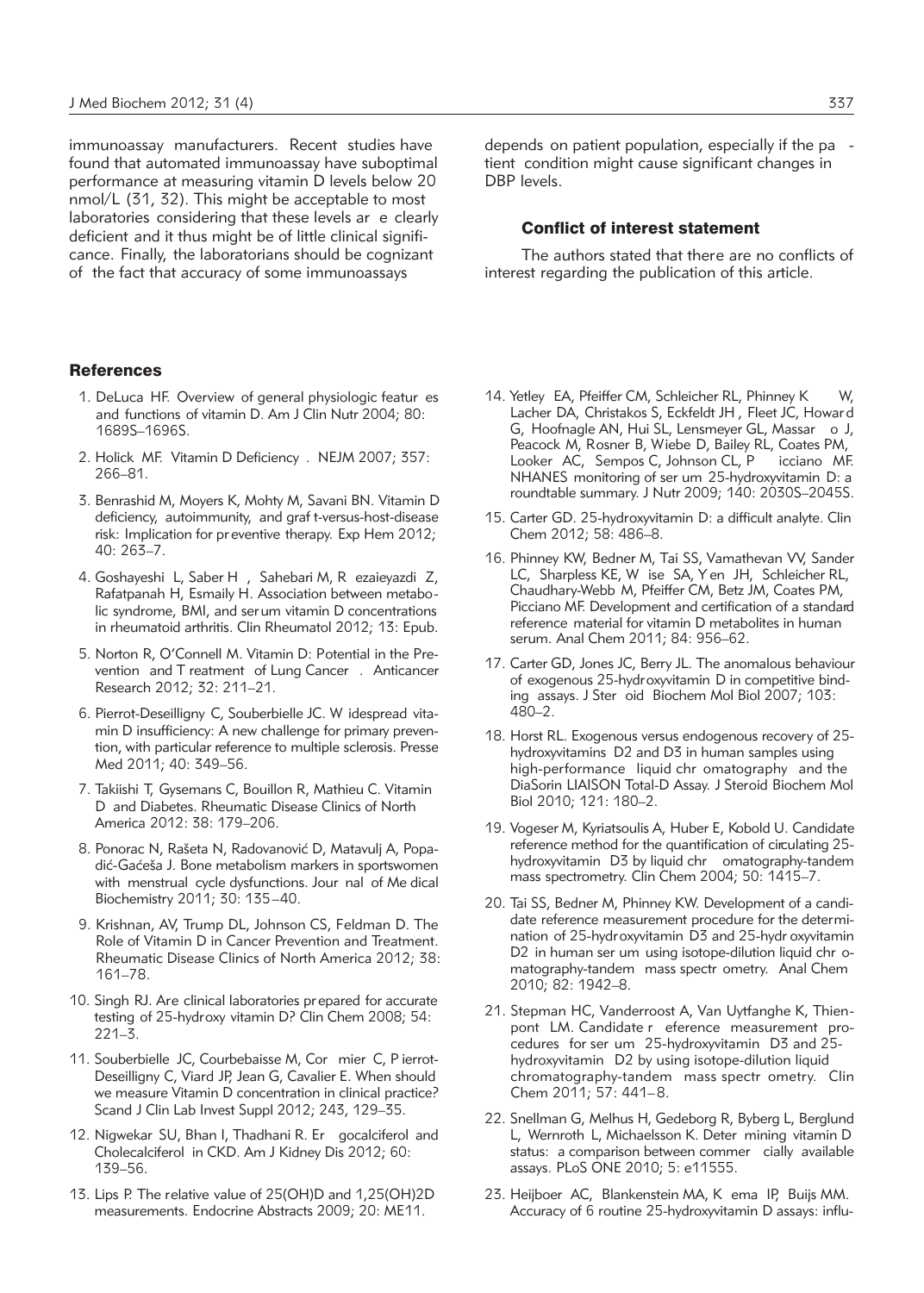immunoassay manufacturers. Recent studies have found that automated immunoassay have suboptimal performance at measuring vitamin D levels below 20 nmol/L (31, 32). This might be acceptable to most laboratories considering that these levels are clearly deficient and it thus might be of little clinical significance. Finally, the laboratorians should be cognizant of the fact that accuracy of some immunoassays depends on patient population, especially if the patient condition might cause significant changes in DBP levels.

## Conflict of interest statement

The authors stated that there are no conflicts of interest regarding the publication of this article.

## References

1. DeLuca HF. Overview of general physiologic features and functions of vitamin D. Am J Clin Nutr 2004; 80: 1689S–1696S.
2. Holick MF. Vitamin D Deficiency. NEJM 2007; 357: 266–81.
3. Benrashid M, Moyers K, Mohty M, Savani BN. Vitamin D deficiency, autoimmunity, and graft-versus-host-disease risk: Implication for preventive therapy. Exp Hem 2012; 40: 263–7.
4. Goshayeshi L, Saber H, Sahebari M, Rezaieyazdi Z, Rafatpanah H, Esmaily H. Association between metabolic syndrome, BMI, and serum vitamin D concentrations in rheumatoid arthritis. Clin Rheumatol 2012; 13: Epub.
5. Norton R, O'Connell M. Vitamin D: Potential in the Prevention and Treatment of Lung Cancer. Anticancer Research 2012; 32: 211–21.
6. Pierrot-Deseilligny C, Souberbielle JC. Widespread vitamin D insufficiency: A new challenge for primary prevention, with particular reference to multiple sclerosis. Presse Med 2011; 40: 349–56.
7. Takiishi T, Gysemans C, Bouillon R, Mathieu C. Vitamin D and Diabetes. Rheumatic Disease Clinics of North America 2012: 38: 179–206.
8. Ponorac N, Rašeta N, Radovanović D, Matavulj A, Popadić-Gaćeša J. Bone metabolism markers in sportswomen with menstrual cycle dysfunctions. Journal of Medical Biochemistry 2011; 30: 135–40.
9. Krishnan, AV, Trump DL, Johnson CS, Feldman D. The Role of Vitamin D in Cancer Prevention and Treatment. Rheumatic Disease Clinics of North America 2012; 38: 161–78.
10. Singh RJ. Are clinical laboratories prepared for accurate testing of 25-hydroxy vitamin D? Clin Chem 2008; 54: 221–3.
11. Souberbielle JC, Courbebaisse M, Cormier C, Pierrot-Deseilligny C, Viard JP, Jean G, Cavalier E. When should we measure Vitamin D concentration in clinical practice? Scand J Clin Lab Invest Suppl 2012; 243, 129–35.
12. Nigwekar SU, Bhan I, Thadhani R. Ergocalciferol and Cholecalciferol in CKD. Am J Kidney Dis 2012; 60: 139–56.
13. Lips P. The relative value of 25(OH)D and 1,25(OH)2D measurements. Endocrine Abstracts 2009; 20: ME11.
14. Yetley EA, Pfeiffer CM, Schleicher RL, Phinney KW, Lacher DA, Christakos S, Eckfeldt JH, Fleet JC, Howard G, Hoofnagle AN, Hui SL, Lensmeyer GL, Massaro J, Peacock M, Rosner B, Wiebe D, Bailey RL, Coates PM, Looker AC, Sempos C, Johnson CL, Picciano MF. NHANES monitoring of serum 25-hydroxyvitamin D: a roundtable summary. J Nutr 2009; 140: 2030S–2045S.
15. Carter GD. 25-hydroxyvitamin D: a difficult analyte. Clin Chem 2012; 58: 486–8.
16. Phinney KW, Bedner M, Tai SS, Vamathevan VV, Sander LC, Sharpless KE, Wise SA, Yen JH, Schleicher RL, Chaudhary-Webb M, Pfeiffer CM, Betz JM, Coates PM, Picciano MF. Development and certification of a standard reference material for vitamin D metabolites in human serum. Anal Chem 2011; 84: 956–62.
17. Carter GD, Jones JC, Berry JL. The anomalous behaviour of exogenous 25-hydroxyvitamin D in competitive binding assays. J Steroid Biochem Mol Biol 2007; 103: 480–2.
18. Horst RL. Exogenous versus endogenous recovery of 25-hydroxyvitamins D2 and D3 in human samples using high-performance liquid chromatography and the DiaSorin LIAISON Total-D Assay. J Steroid Biochem Mol Biol 2010; 121: 180–2.
19. Vogeser M, Kyriatsoulis A, Huber E, Kobold U. Candidate reference method for the quantification of circulating 25-hydroxyvitamin D3 by liquid chromatography-tandem mass spectrometry. Clin Chem 2004; 50: 1415–7.
20. Tai SS, Bedner M, Phinney KW. Development of a candidate reference measurement procedure for the determination of 25-hydroxyvitamin D3 and 25-hydroxyvitamin D2 in human serum using isotope-dilution liquid chromatography-tandem mass spectrometry. Anal Chem 2010; 82: 1942–8.
21. Stepman HC, Vanderroost A, Van Uytfanghe K, Thienpont LM. Candidate reference measurement procedures for serum 25-hydroxyvitamin D3 and 25-hydroxyvitamin D2 by using isotope-dilution liquid chromatography-tandem mass spectrometry. Clin Chem 2011; 57: 441–8.
22. Snellman G, Melhus H, Gedeborg R, Byberg L, Berglund L, Wernroth L, Michaelsson K. Determining vitamin D status: a comparison between commercially available assays. PLoS ONE 2010; 5: e11555.
23. Heijboer AC, Blankenstein MA, Kema IP, Buijs MM. Accuracy of 6 routine 25-hydroxyvitamin D assays: influ-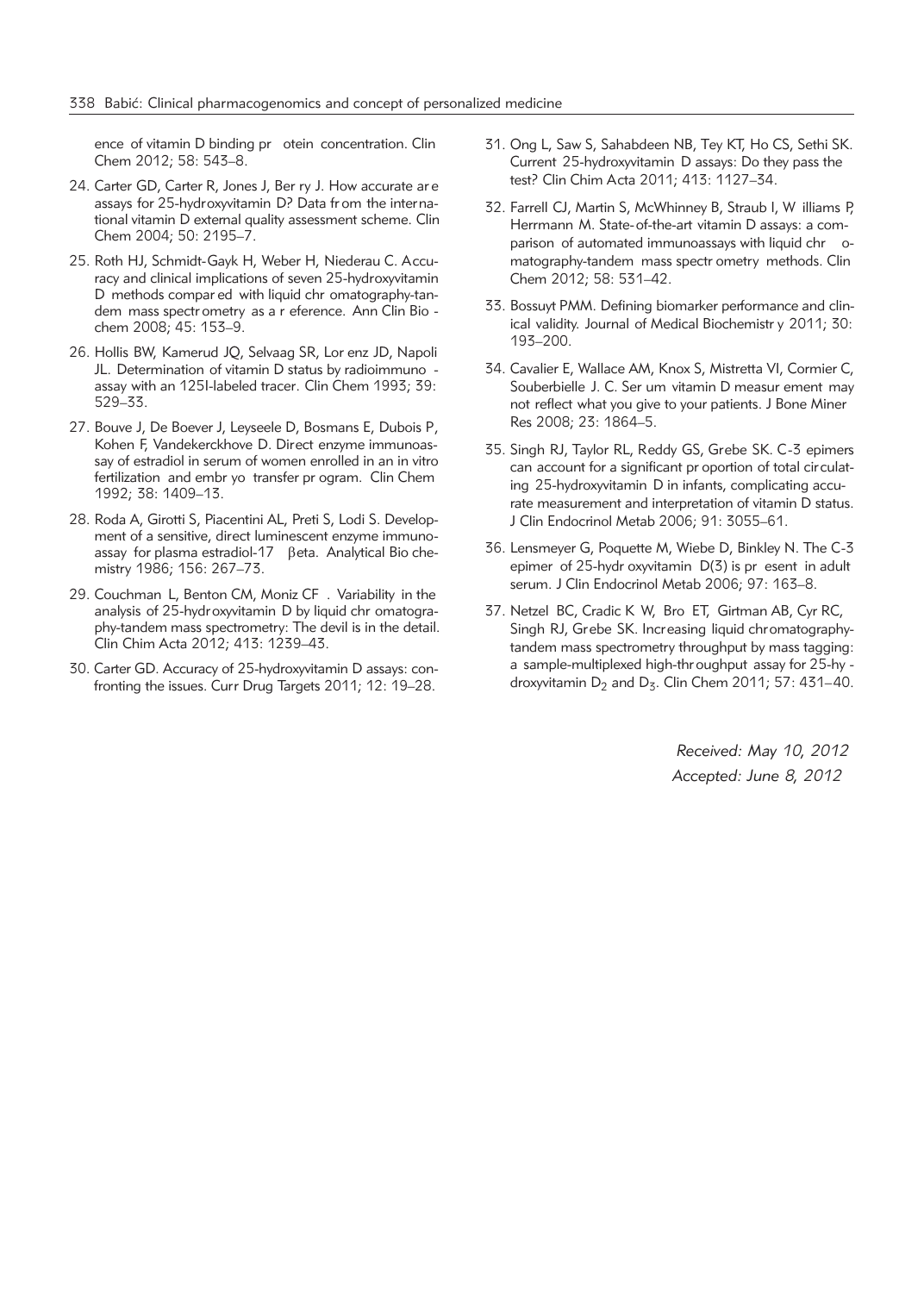ence of vitamin D binding protein concentration. Clin Chem 2012; 58: 543–8.

24. Carter GD, Carter R, Jones J, Berry J. How accurate are assays for 25-hydroxyvitamin D? Data from the international vitamin D external quality assessment scheme. Clin Chem 2004; 50: 2195–7.

25. Roth HJ, Schmidt-Gayk H, Weber H, Niederau C. Accuracy and clinical implications of seven 25-hydroxyvitamin D methods compared with liquid chromatography-tandem mass spectrometry as a reference. Ann Clin Biochem 2008; 45: 153–9.

26. Hollis BW, Kamerud JQ, Selvaag SR, Lorenz JD, Napoli JL. Determination of vitamin D status by radioimmunoassay with an 125I-labeled tracer. Clin Chem 1993; 39: 529–33.

27. Bouve J, De Boever J, Leyseele D, Bosmans E, Dubois P, Kohen F, Vandekerckhove D. Direct enzyme immunoassay of estradiol in serum of women enrolled in an in vitro fertilization and embryo transfer program. Clin Chem 1992; 38: 1409–13.

28. Roda A, Girotti S, Piacentini AL, Preti S, Lodi S. Development of a sensitive, direct luminescent enzyme immunoassay for plasma estradiol-17 βeta. Analytical Bio chemistry 1986; 156: 267–73.

29. Couchman L, Benton CM, Moniz CF. Variability in the analysis of 25-hydroxyvitamin D by liquid chromatography-tandem mass spectrometry: The devil is in the detail. Clin Chim Acta 2012; 413: 1239–43.

30. Carter GD. Accuracy of 25-hydroxyvitamin D assays: confronting the issues. Curr Drug Targets 2011; 12: 19–28.

31. Ong L, Saw S, Sahabdeen NB, Tey KT, Ho CS, Sethi SK. Current 25-hydroxyvitamin D assays: Do they pass the test? Clin Chim Acta 2011; 413: 1127–34.

32. Farrell CJ, Martin S, McWhinney B, Straub I, Williams P, Herrmann M. State-of-the-art vitamin D assays: a comparison of automated immunoassays with liquid chromatography-tandem mass spectrometry methods. Clin Chem 2012; 58: 531–42.

33. Bossuyt PMM. Defining biomarker performance and clinical validity. Journal of Medical Biochemistry 2011; 30: 193–200.

34. Cavalier E, Wallace AM, Knox S, Mistretta VI, Cormier C, Souberbielle J. C. Serum vitamin D measurement may not reflect what you give to your patients. J Bone Miner Res 2008; 23: 1864–5.

35. Singh RJ, Taylor RL, Reddy GS, Grebe SK. C-3 epimers can account for a significant proportion of total circulating 25-hydroxyvitamin D in infants, complicating accurate measurement and interpretation of vitamin D status. J Clin Endocrinol Metab 2006; 91: 3055–61.

36. Lensmeyer G, Poquette M, Wiebe D, Binkley N. The C-3 epimer of 25-hydroxyvitamin D(3) is present in adult serum. J Clin Endocrinol Metab 2006; 97: 163–8.

37. Netzel BC, Cradic KW, Bro ET, Girtman AB, Cyr RC, Singh RJ, Grebe SK. Increasing liquid chromatography-tandem mass spectrometry throughput by mass tagging: a sample-multiplexed high-throughput assay for 25-hydroxyvitamin $D_2$ and $D_3$. Clin Chem 2011; 57: 431–40.

*Received: May 10, 2012*
*Accepted: June 8, 2012*